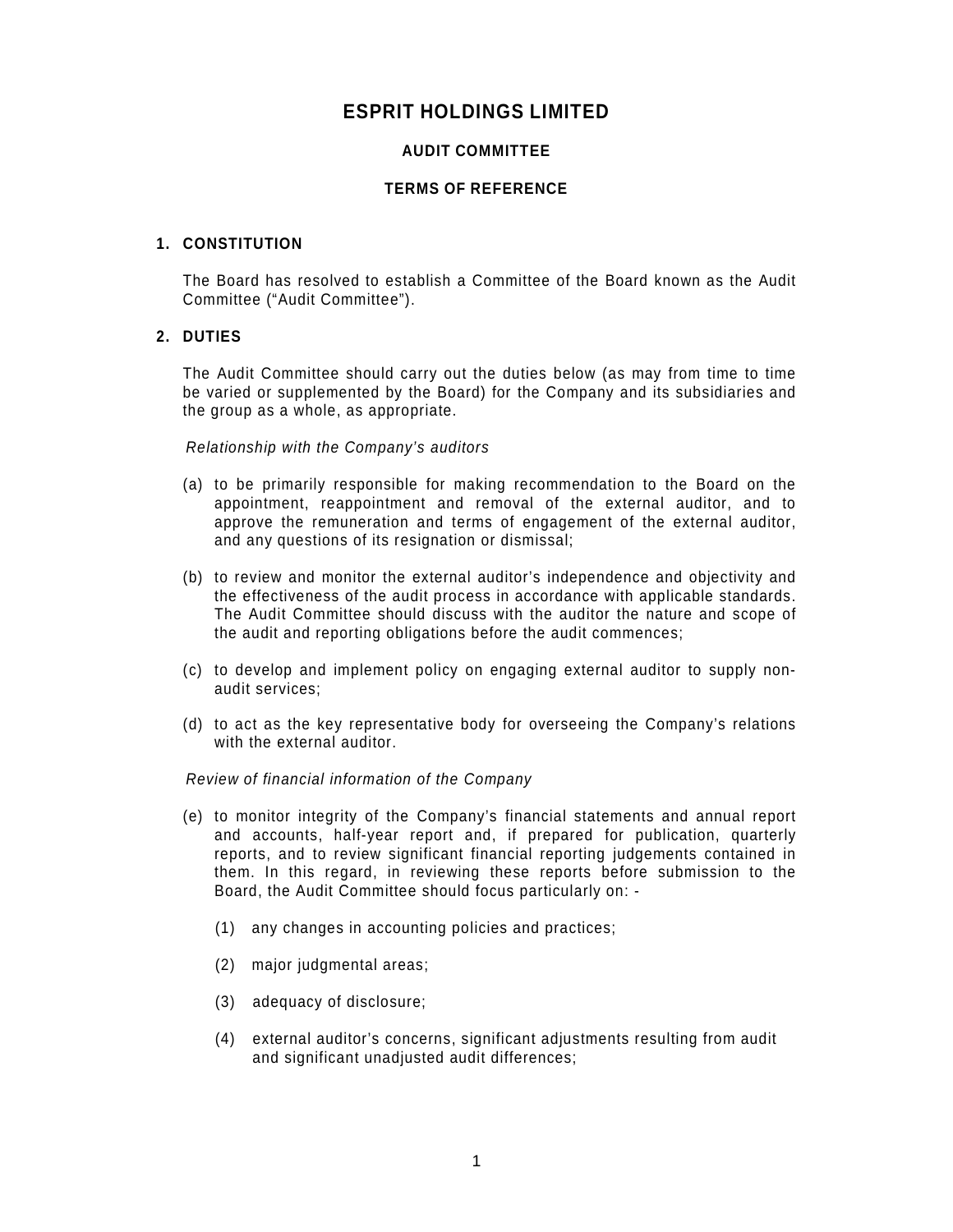# ESPRIT HOLDINGS LIMITED

## AUDIT COMMITTEE

## TERMS OF REFERENCE

### 1. CONSTITUTION

The Board has resolved to establish a Committee of the Board known as the Audit Committee ("Audit Committee").

### 2. DUTIES

The Audit Committee should carry out the duties below (as may from time to time be varied or supplemented by the Board) for the Company and its subsidiaries and the group as a whole, as appropriate.

*Relationship with the Company's auditors*

(a) to be primarily responsible for making recommendation to the Board on the appointment, reappointment and removal of the external auditor, and to approve the remuneration and terms of engagement of the external auditor, and any questions of its resignation or dismissal;

(b) to review and monitor the external auditor's independence and objectivity and the effectiveness of the audit process in accordance with applicable standards. The Audit Committee should discuss with the auditor the nature and scope of the audit and reporting obligations before the audit commences;

(c) to develop and implement policy on engaging external auditor to supply non-audit services;

(d) to act as the key representative body for overseeing the Company's relations with the external auditor.

*Review of financial information of the Company*

(e) to monitor integrity of the Company's financial statements and annual report and accounts, half-year report and, if prepared for publication, quarterly reports, and to review significant financial reporting judgements contained in them. In this regard, in reviewing these reports before submission to the Board, the Audit Committee should focus particularly on: -

   (1) any changes in accounting policies and practices;

   (2) major judgmental areas;

   (3) adequacy of disclosure;

   (4) external auditor's concerns, significant adjustments resulting from audit and significant unadjusted audit differences;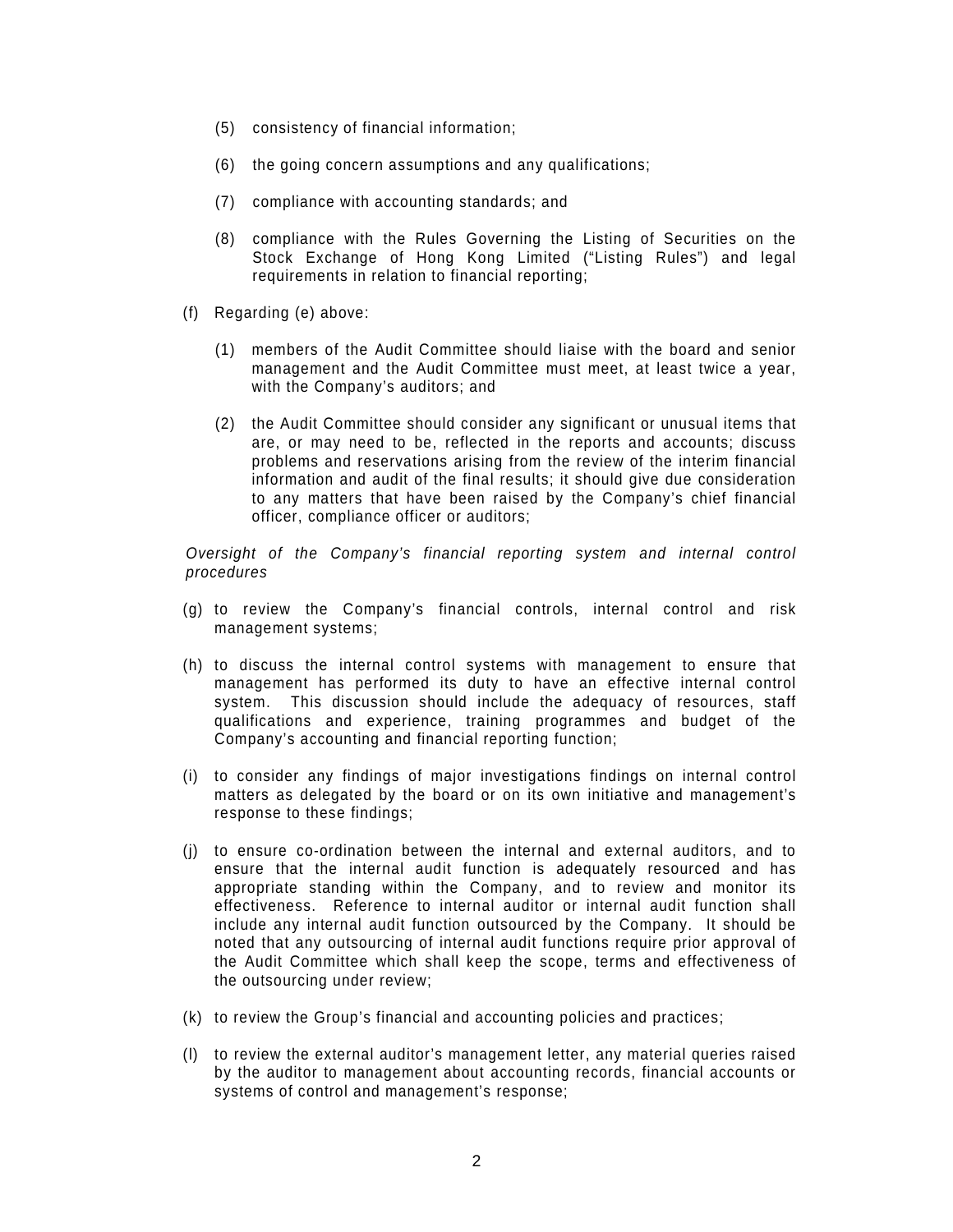(5) consistency of financial information;

(6) the going concern assumptions and any qualifications;

(7) compliance with accounting standards; and

(8) compliance with the Rules Governing the Listing of Securities on the Stock Exchange of Hong Kong Limited ("Listing Rules") and legal requirements in relation to financial reporting;

(f) Regarding (e) above:

(1) members of the Audit Committee should liaise with the board and senior management and the Audit Committee must meet, at least twice a year, with the Company's auditors; and

(2) the Audit Committee should consider any significant or unusual items that are, or may need to be, reflected in the reports and accounts; discuss problems and reservations arising from the review of the interim financial information and audit of the final results; it should give due consideration to any matters that have been raised by the Company's chief financial officer, compliance officer or auditors;

*Oversight of the Company's financial reporting system and internal control procedures*

(g) to review the Company's financial controls, internal control and risk management systems;

(h) to discuss the internal control systems with management to ensure that management has performed its duty to have an effective internal control system. This discussion should include the adequacy of resources, staff qualifications and experience, training programmes and budget of the Company's accounting and financial reporting function;

(i) to consider any findings of major investigations findings on internal control matters as delegated by the board or on its own initiative and management's response to these findings;

(j) to ensure co-ordination between the internal and external auditors, and to ensure that the internal audit function is adequately resourced and has appropriate standing within the Company, and to review and monitor its effectiveness. Reference to internal auditor or internal audit function shall include any internal audit function outsourced by the Company. It should be noted that any outsourcing of internal audit functions require prior approval of the Audit Committee which shall keep the scope, terms and effectiveness of the outsourcing under review;

(k) to review the Group's financial and accounting policies and practices;

(l) to review the external auditor's management letter, any material queries raised by the auditor to management about accounting records, financial accounts or systems of control and management's response;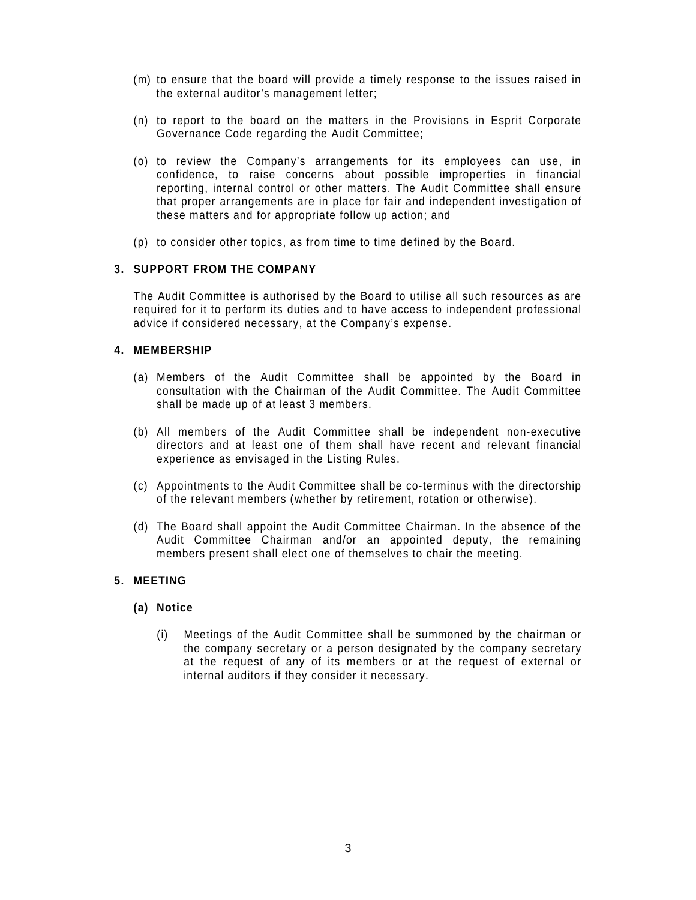(m) to ensure that the board will provide a timely response to the issues raised in the external auditor's management letter;

(n) to report to the board on the matters in the Provisions in Esprit Corporate Governance Code regarding the Audit Committee;

(o) to review the Company's arrangements for its employees can use, in confidence, to raise concerns about possible improperties in financial reporting, internal control or other matters. The Audit Committee shall ensure that proper arrangements are in place for fair and independent investigation of these matters and for appropriate follow up action; and

(p) to consider other topics, as from time to time defined by the Board.

## 3. SUPPORT FROM THE COMPANY

The Audit Committee is authorised by the Board to utilise all such resources as are required for it to perform its duties and to have access to independent professional advice if considered necessary, at the Company's expense.

## 4. MEMBERSHIP

(a) Members of the Audit Committee shall be appointed by the Board in consultation with the Chairman of the Audit Committee. The Audit Committee shall be made up of at least 3 members.

(b) All members of the Audit Committee shall be independent non-executive directors and at least one of them shall have recent and relevant financial experience as envisaged in the Listing Rules.

(c) Appointments to the Audit Committee shall be co-terminus with the directorship of the relevant members (whether by retirement, rotation or otherwise).

(d) The Board shall appoint the Audit Committee Chairman. In the absence of the Audit Committee Chairman and/or an appointed deputy, the remaining members present shall elect one of themselves to chair the meeting.

## 5. MEETING

### (a) Notice

(i) Meetings of the Audit Committee shall be summoned by the chairman or the company secretary or a person designated by the company secretary at the request of any of its members or at the request of external or internal auditors if they consider it necessary.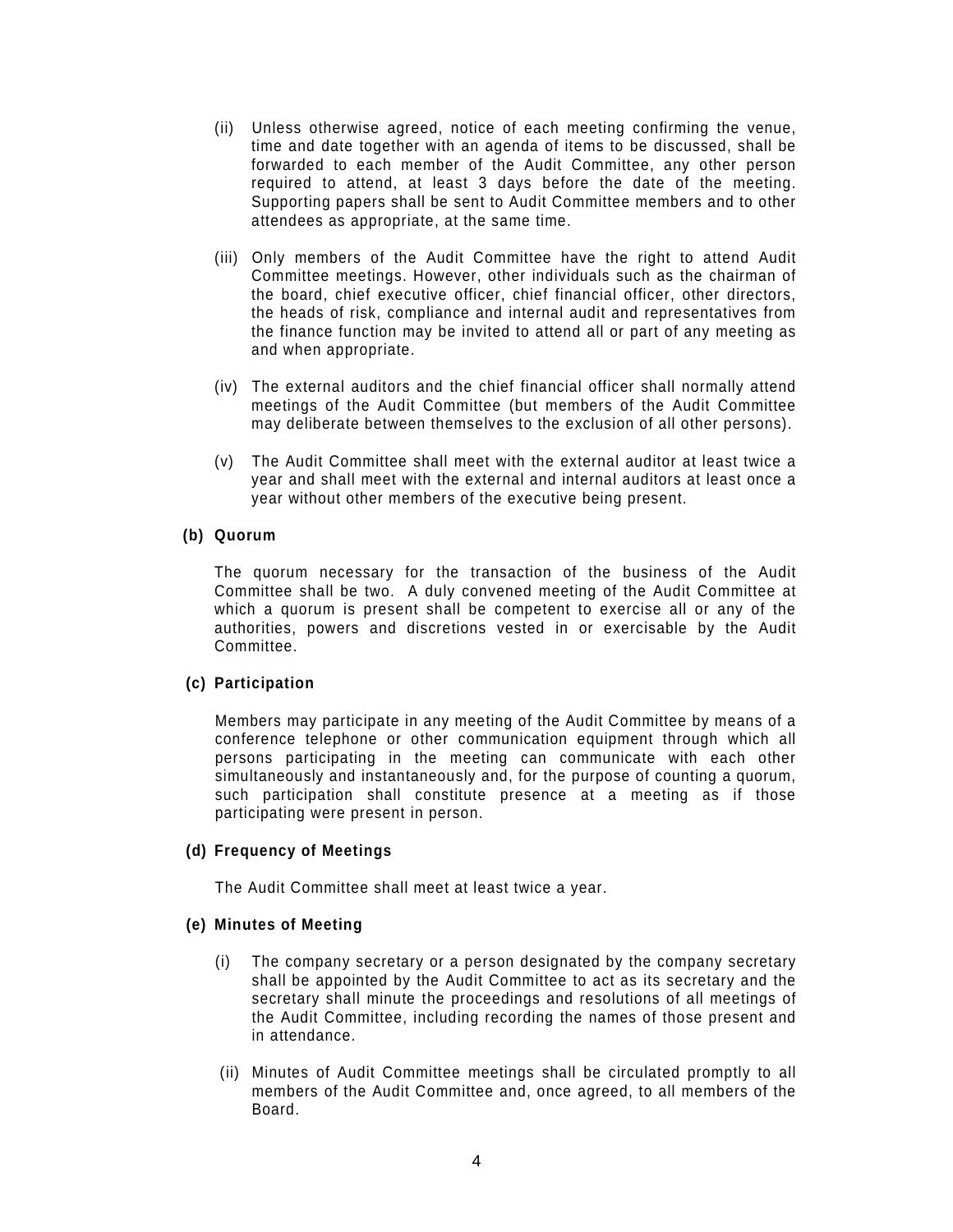(ii) Unless otherwise agreed, notice of each meeting confirming the venue, time and date together with an agenda of items to be discussed, shall be forwarded to each member of the Audit Committee, any other person required to attend, at least 3 days before the date of the meeting. Supporting papers shall be sent to Audit Committee members and to other attendees as appropriate, at the same time.

(iii) Only members of the Audit Committee have the right to attend Audit Committee meetings. However, other individuals such as the chairman of the board, chief executive officer, chief financial officer, other directors, the heads of risk, compliance and internal audit and representatives from the finance function may be invited to attend all or part of any meeting as and when appropriate.

(iv) The external auditors and the chief financial officer shall normally attend meetings of the Audit Committee (but members of the Audit Committee may deliberate between themselves to the exclusion of all other persons).

(v) The Audit Committee shall meet with the external auditor at least twice a year and shall meet with the external and internal auditors at least once a year without other members of the executive being present.

**(b) Quorum**

The quorum necessary for the transaction of the business of the Audit Committee shall be two. A duly convened meeting of the Audit Committee at which a quorum is present shall be competent to exercise all or any of the authorities, powers and discretions vested in or exercisable by the Audit Committee.

**(c) Participation**

Members may participate in any meeting of the Audit Committee by means of a conference telephone or other communication equipment through which all persons participating in the meeting can communicate with each other simultaneously and instantaneously and, for the purpose of counting a quorum, such participation shall constitute presence at a meeting as if those participating were present in person.

**(d) Frequency of Meetings**

The Audit Committee shall meet at least twice a year.

**(e) Minutes of Meeting**

(i) The company secretary or a person designated by the company secretary shall be appointed by the Audit Committee to act as its secretary and the secretary shall minute the proceedings and resolutions of all meetings of the Audit Committee, including recording the names of those present and in attendance.

(ii) Minutes of Audit Committee meetings shall be circulated promptly to all members of the Audit Committee and, once agreed, to all members of the Board.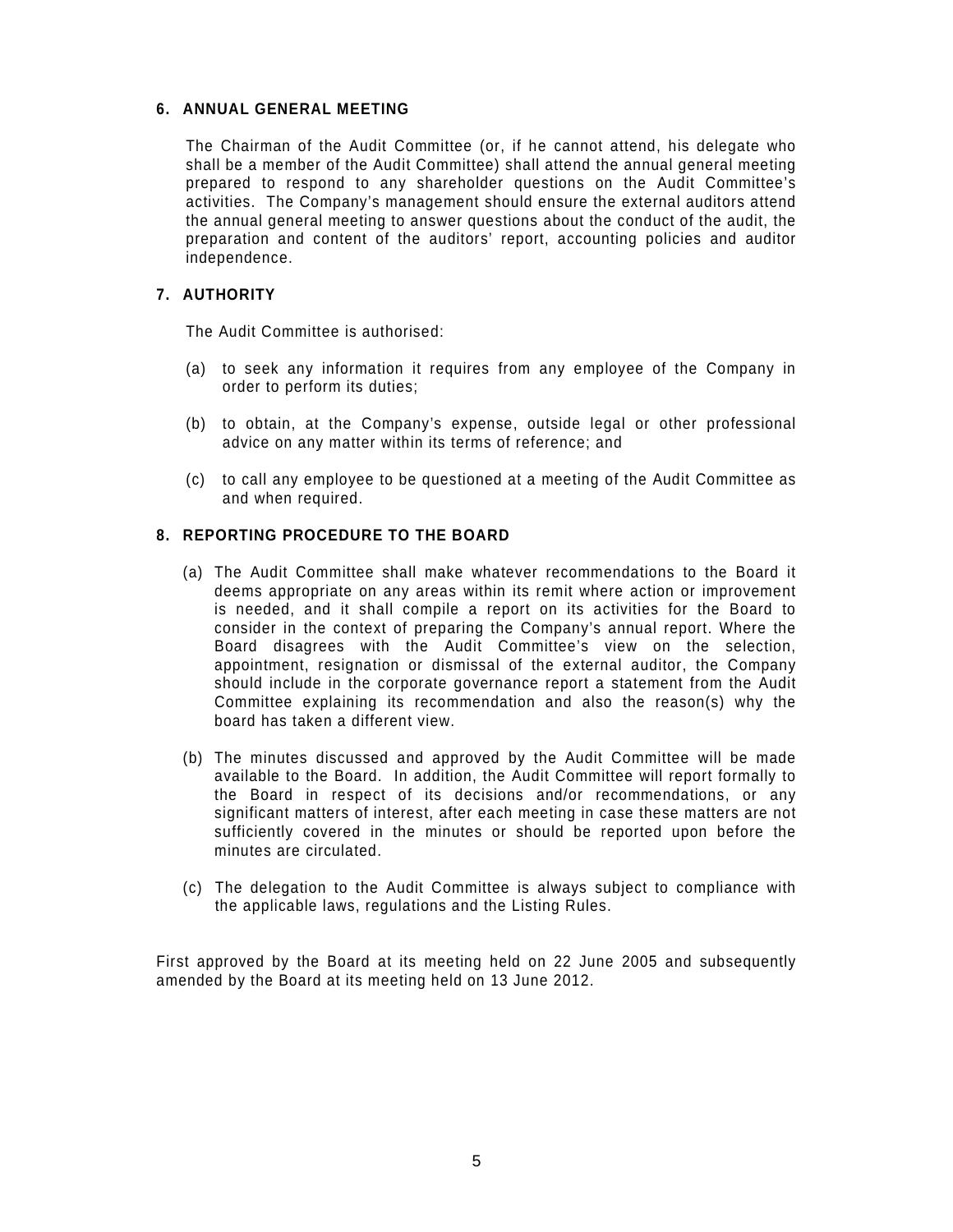## 6. ANNUAL GENERAL MEETING

The Chairman of the Audit Committee (or, if he cannot attend, his delegate who shall be a member of the Audit Committee) shall attend the annual general meeting prepared to respond to any shareholder questions on the Audit Committee's activities. The Company's management should ensure the external auditors attend the annual general meeting to answer questions about the conduct of the audit, the preparation and content of the auditors' report, accounting policies and auditor independence.

## 7. AUTHORITY

The Audit Committee is authorised:

(a) to seek any information it requires from any employee of the Company in order to perform its duties;

(b) to obtain, at the Company's expense, outside legal or other professional advice on any matter within its terms of reference; and

(c) to call any employee to be questioned at a meeting of the Audit Committee as and when required.

## 8. REPORTING PROCEDURE TO THE BOARD

(a) The Audit Committee shall make whatever recommendations to the Board it deems appropriate on any areas within its remit where action or improvement is needed, and it shall compile a report on its activities for the Board to consider in the context of preparing the Company's annual report. Where the Board disagrees with the Audit Committee's view on the selection, appointment, resignation or dismissal of the external auditor, the Company should include in the corporate governance report a statement from the Audit Committee explaining its recommendation and also the reason(s) why the board has taken a different view.

(b) The minutes discussed and approved by the Audit Committee will be made available to the Board. In addition, the Audit Committee will report formally to the Board in respect of its decisions and/or recommendations, or any significant matters of interest, after each meeting in case these matters are not sufficiently covered in the minutes or should be reported upon before the minutes are circulated.

(c) The delegation to the Audit Committee is always subject to compliance with the applicable laws, regulations and the Listing Rules.

First approved by the Board at its meeting held on 22 June 2005 and subsequently amended by the Board at its meeting held on 13 June 2012.